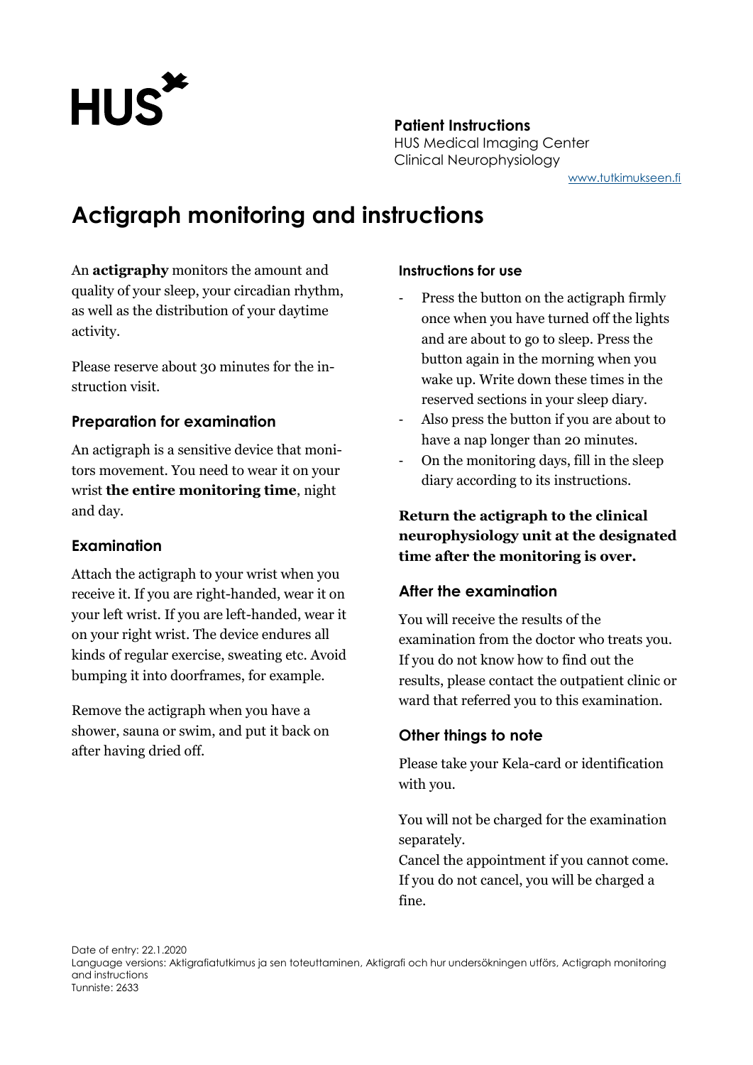HUS

**Patient Instructions**
HUS Medical Imaging Center
Clinical Neurophysiology
www.tutkimukseen.fi

# Actigraph monitoring and instructions

An **actigraphy** monitors the amount and quality of your sleep, your circadian rhythm, as well as the distribution of your daytime activity.

Please reserve about 30 minutes for the instruction visit.

## Preparation for examination

An actigraph is a sensitive device that monitors movement. You need to wear it on your wrist **the entire monitoring time**, night and day.

## Examination

Attach the actigraph to your wrist when you receive it. If you are right-handed, wear it on your left wrist. If you are left-handed, wear it on your right wrist. The device endures all kinds of regular exercise, sweating etc. Avoid bumping it into doorframes, for example.

Remove the actigraph when you have a shower, sauna or swim, and put it back on after having dried off.

### Instructions for use

- Press the button on the actigraph firmly once when you have turned off the lights and are about to go to sleep. Press the button again in the morning when you wake up. Write down these times in the reserved sections in your sleep diary.
- Also press the button if you are about to have a nap longer than 20 minutes.
- On the monitoring days, fill in the sleep diary according to its instructions.

**Return the actigraph to the clinical neurophysiology unit at the designated time after the monitoring is over.**

## After the examination

You will receive the results of the examination from the doctor who treats you. If you do not know how to find out the results, please contact the outpatient clinic or ward that referred you to this examination.

## Other things to note

Please take your Kela-card or identification with you.

You will not be charged for the examination separately.
Cancel the appointment if you cannot come. If you do not cancel, you will be charged a fine.

Date of entry: 22.1.2020
Language versions: Aktigrafiatutkimus ja sen toteuttaminen, Aktigrafi och hur undersökningen utförs, Actigraph monitoring and instructions
Tunniste: 2633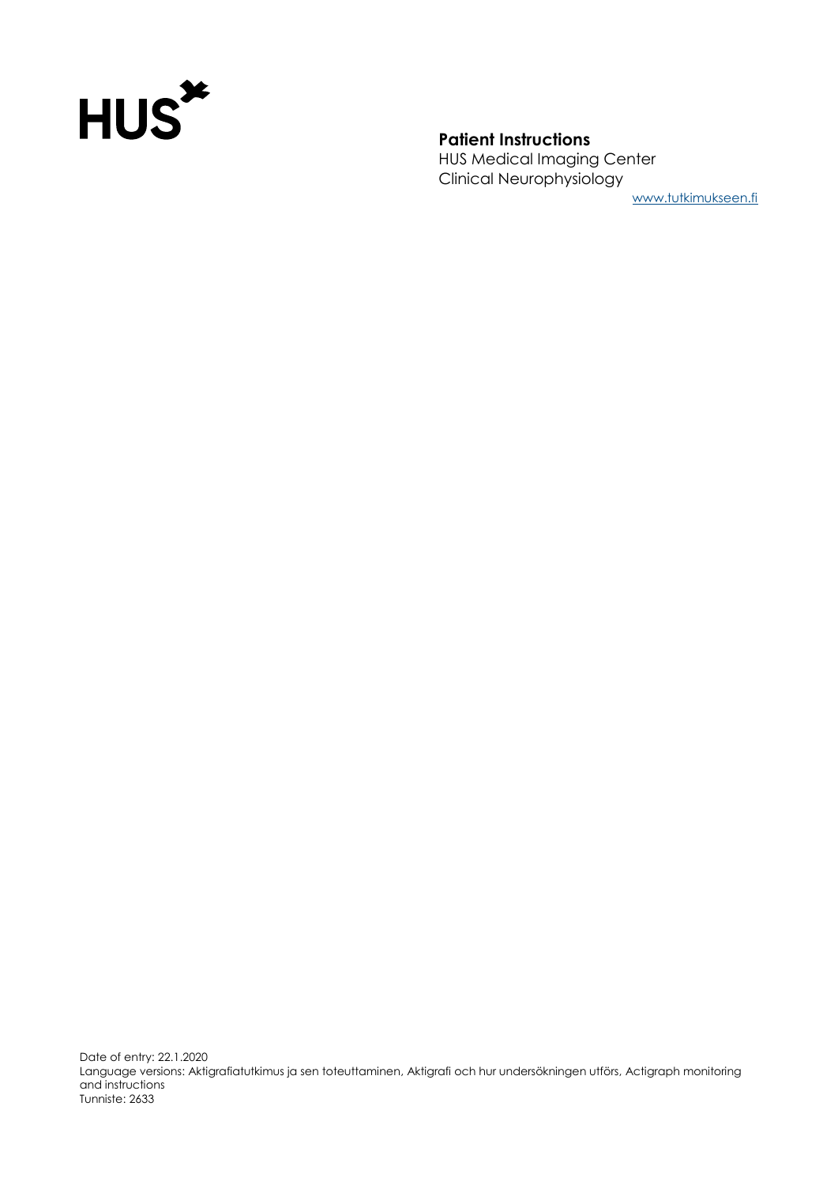**Patient Instructions**
HUS Medical Imaging Center
Clinical Neurophysiology
www.tutkimukseen.fi

Date of entry: 22.1.2020
Language versions: Aktigrafiatutkimus ja sen toteuttaminen, Aktigrafi och hur undersökningen utförs, Actigraph monitoring and instructions
Tunniste: 2633